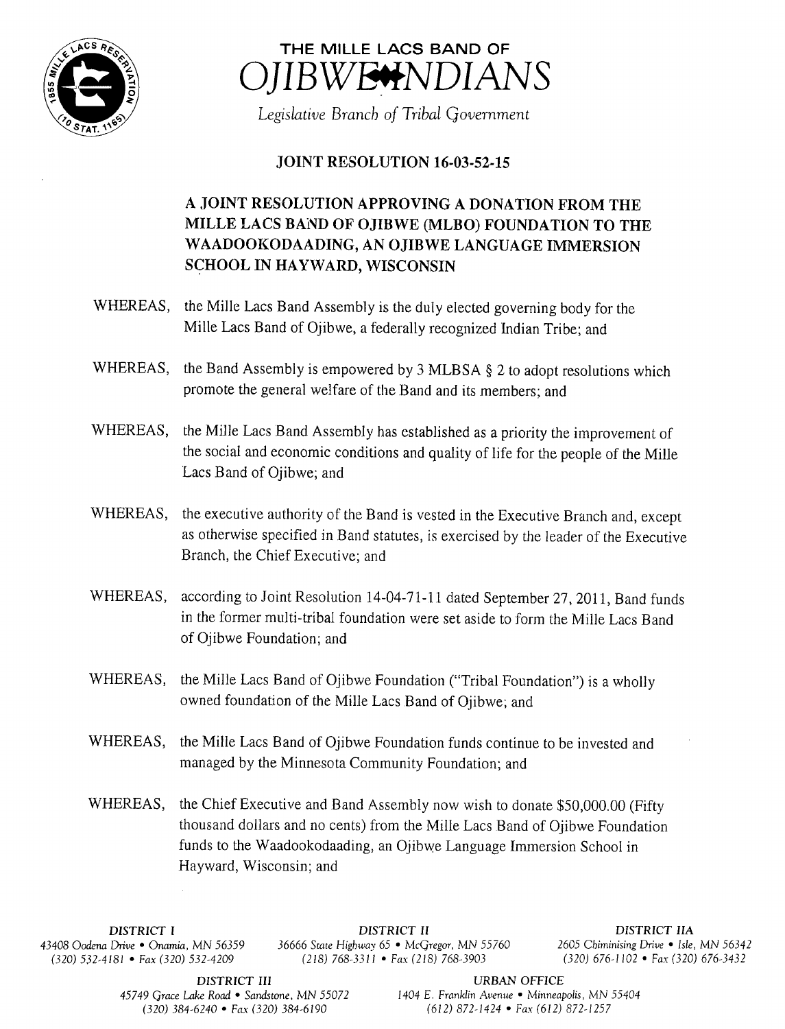# THE MILLE LACS BAND OF OJIBWE INDIANS

*Legislative Branch of Tribal Government*

## JOINT RESOLUTION 16-03-52-15

### A JOINT RESOLUTION APPROVING A DONATION FROM THE MILLE LACS BAND OF OJIBWE (MLBO) FOUNDATION TO THE WAADOOKODAADING, AN OJIBWE LANGUAGE IMMERSION SCHOOL IN HAYWARD, WISCONSIN

WHEREAS, the Mille Lacs Band Assembly is the duly elected governing body for the Mille Lacs Band of Ojibwe, a federally recognized Indian Tribe; and

WHEREAS, the Band Assembly is empowered by 3 MLBSA § 2 to adopt resolutions which promote the general welfare of the Band and its members; and

WHEREAS, the Mille Lacs Band Assembly has established as a priority the improvement of the social and economic conditions and quality of life for the people of the Mille Lacs Band of Ojibwe; and

WHEREAS, the executive authority of the Band is vested in the Executive Branch and, except as otherwise specified in Band statutes, is exercised by the leader of the Executive Branch, the Chief Executive; and

WHEREAS, according to Joint Resolution 14-04-71-11 dated September 27, 2011, Band funds in the former multi-tribal foundation were set aside to form the Mille Lacs Band of Ojibwe Foundation; and

WHEREAS, the Mille Lacs Band of Ojibwe Foundation ("Tribal Foundation") is a wholly owned foundation of the Mille Lacs Band of Ojibwe; and

WHEREAS, the Mille Lacs Band of Ojibwe Foundation funds continue to be invested and managed by the Minnesota Community Foundation; and

WHEREAS, the Chief Executive and Band Assembly now wish to donate $50,000.00 (Fifty thousand dollars and no cents) from the Mille Lacs Band of Ojibwe Foundation funds to the Waadookodaading, an Ojibwe Language Immersion School in Hayward, Wisconsin; and

*DISTRICT I*
*43408 Oodena Drive • Onamia, MN 56359*
*(320) 532-4181 • Fax (320) 532-4209*

*DISTRICT II*
*36666 State Highway 65 • McGregor, MN 55760*
*(218) 768-3311 • Fax (218) 768-3903*

*DISTRICT IIA*
*2605 Chiminising Drive • Isle, MN 56342*
*(320) 676-1102 • Fax (320) 676-3432*

*DISTRICT III*
*45749 Grace Lake Road • Sandstone, MN 55072*
*(320) 384-6240 • Fax (320) 384-6190*

*URBAN OFFICE*
*1404 E. Franklin Avenue • Minneapolis, MN 55404*
*(612) 872-1424 • Fax (612) 872-1257*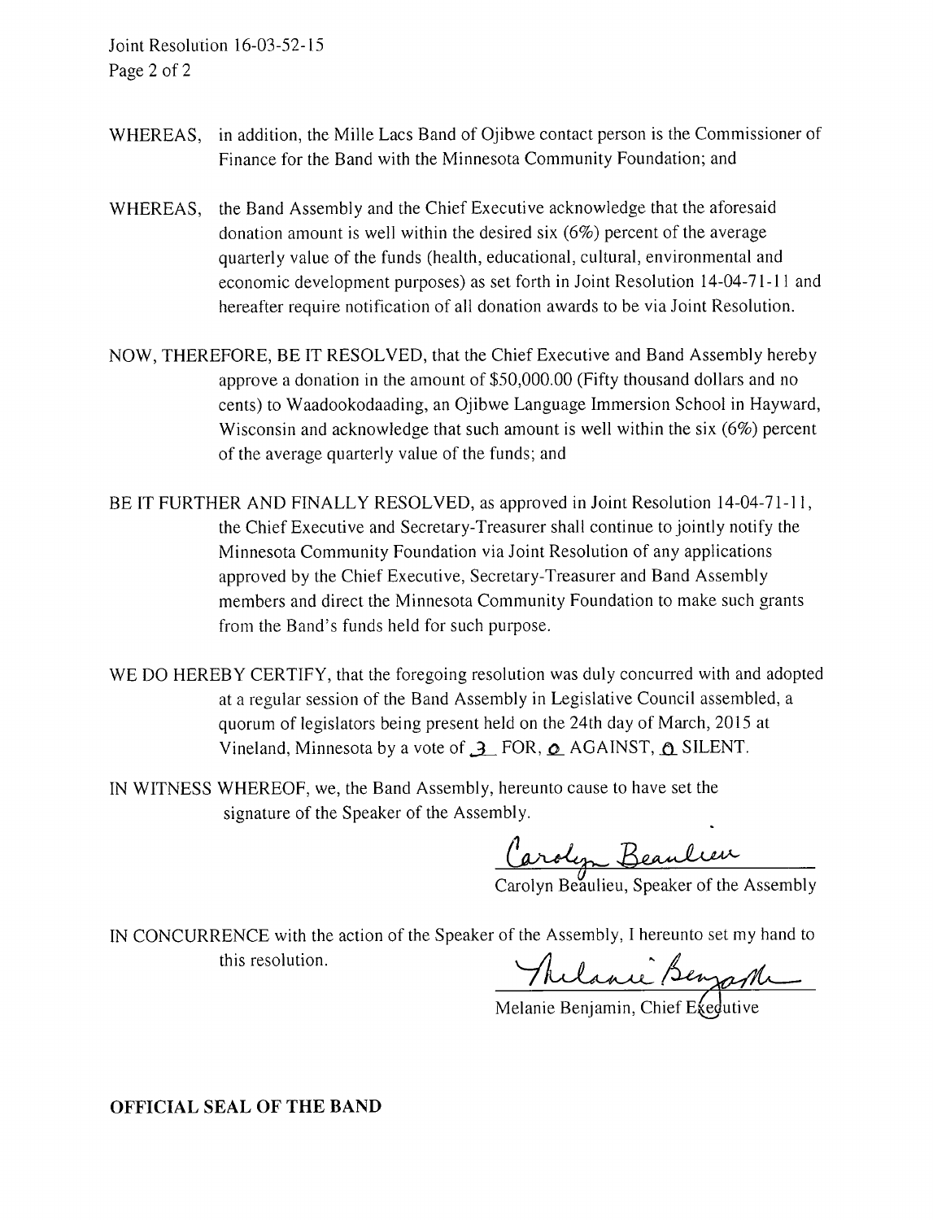WHEREAS, in addition, the Mille Lacs Band of Ojibwe contact person is the Commissioner of Finance for the Band with the Minnesota Community Foundation; and

WHEREAS, the Band Assembly and the Chief Executive acknowledge that the aforesaid donation amount is well within the desired six (6%) percent of the average quarterly value of the funds (health, educational, cultural, environmental and economic development purposes) as set forth in Joint Resolution 14-04-71-11 and hereafter require notification of all donation awards to be via Joint Resolution.

NOW, THEREFORE, BE IT RESOLVED, that the Chief Executive and Band Assembly hereby approve a donation in the amount of $50,000.00 (Fifty thousand dollars and no cents) to Waadookodaading, an Ojibwe Language Immersion School in Hayward, Wisconsin and acknowledge that such amount is well within the six (6%) percent of the average quarterly value of the funds; and

BE IT FURTHER AND FINALLY RESOLVED, as approved in Joint Resolution 14-04-71-11, the Chief Executive and Secretary-Treasurer shall continue to jointly notify the Minnesota Community Foundation via Joint Resolution of any applications approved by the Chief Executive, Secretary-Treasurer and Band Assembly members and direct the Minnesota Community Foundation to make such grants from the Band's funds held for such purpose.

WE DO HEREBY CERTIFY, that the foregoing resolution was duly concurred with and adopted at a regular session of the Band Assembly in Legislative Council assembled, a quorum of legislators being present held on the 24th day of March, 2015 at Vineland, Minnesota by a vote of 3 FOR, 0 AGAINST, 0 SILENT.

IN WITNESS WHEREOF, we, the Band Assembly, hereunto cause to have set the signature of the Speaker of the Assembly.

Carolyn Beaulieu

Carolyn Beaulieu, Speaker of the Assembly

IN CONCURRENCE with the action of the Speaker of the Assembly, I hereunto set my hand to this resolution.

Melanie Benjamin

Melanie Benjamin, Chief Executive

**OFFICIAL SEAL OF THE BAND**